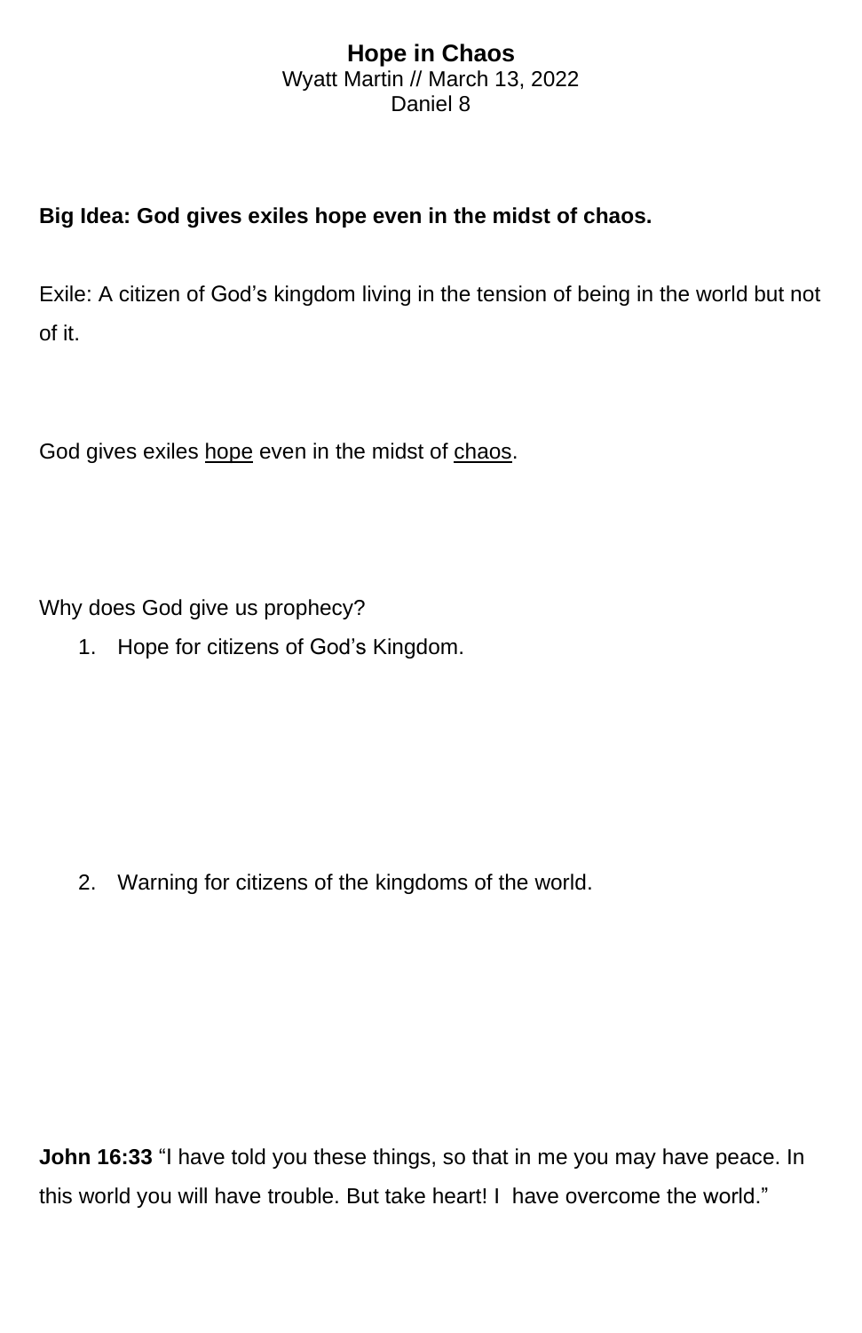# Hope in Chaos

Wyatt Martin // March 13, 2022

Daniel 8

**Big Idea: God gives exiles hope even in the midst of chaos.**

Exile: A citizen of God's kingdom living in the tension of being in the world but not of it.

God gives exiles <u>hope</u> even in the midst of <u>chaos</u>.

Why does God give us prophecy?

1. Hope for citizens of God's Kingdom.

2. Warning for citizens of the kingdoms of the world.

**John 16:33** "I have told you these things, so that in me you may have peace. In this world you will have trouble. But take heart! I have overcome the world."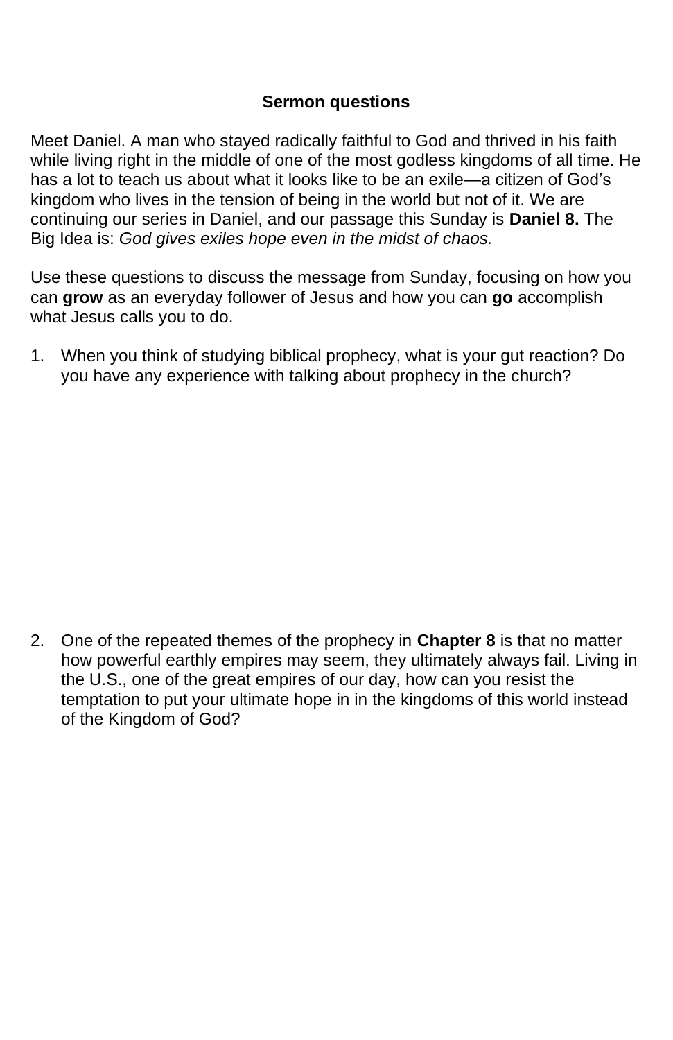**Sermon questions**

Meet Daniel. A man who stayed radically faithful to God and thrived in his faith while living right in the middle of one of the most godless kingdoms of all time. He has a lot to teach us about what it looks like to be an exile—a citizen of God's kingdom who lives in the tension of being in the world but not of it. We are continuing our series in Daniel, and our passage this Sunday is **Daniel 8.** The Big Idea is: *God gives exiles hope even in the midst of chaos.*

Use these questions to discuss the message from Sunday, focusing on how you can **grow** as an everyday follower of Jesus and how you can **go** accomplish what Jesus calls you to do.

1. When you think of studying biblical prophecy, what is your gut reaction? Do you have any experience with talking about prophecy in the church?

2. One of the repeated themes of the prophecy in **Chapter 8** is that no matter how powerful earthly empires may seem, they ultimately always fail. Living in the U.S., one of the great empires of our day, how can you resist the temptation to put your ultimate hope in in the kingdoms of this world instead of the Kingdom of God?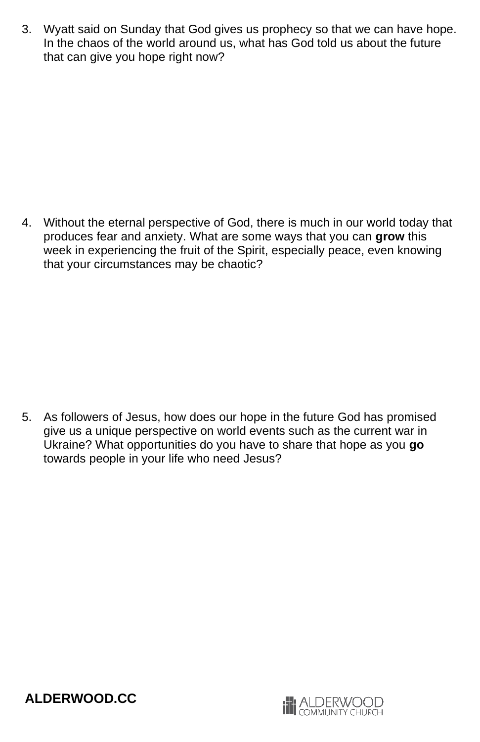3. Wyatt said on Sunday that God gives us prophecy so that we can have hope. In the chaos of the world around us, what has God told us about the future that can give you hope right now?

4. Without the eternal perspective of God, there is much in our world today that produces fear and anxiety. What are some ways that you can **grow** this week in experiencing the fruit of the Spirit, especially peace, even knowing that your circumstances may be chaotic?

5. As followers of Jesus, how does our hope in the future God has promised give us a unique perspective on world events such as the current war in Ukraine? What opportunities do you have to share that hope as you **go** towards people in your life who need Jesus?

**ALDERWOOD.CC**

ALDERWOOD COMMUNITY CHURCH